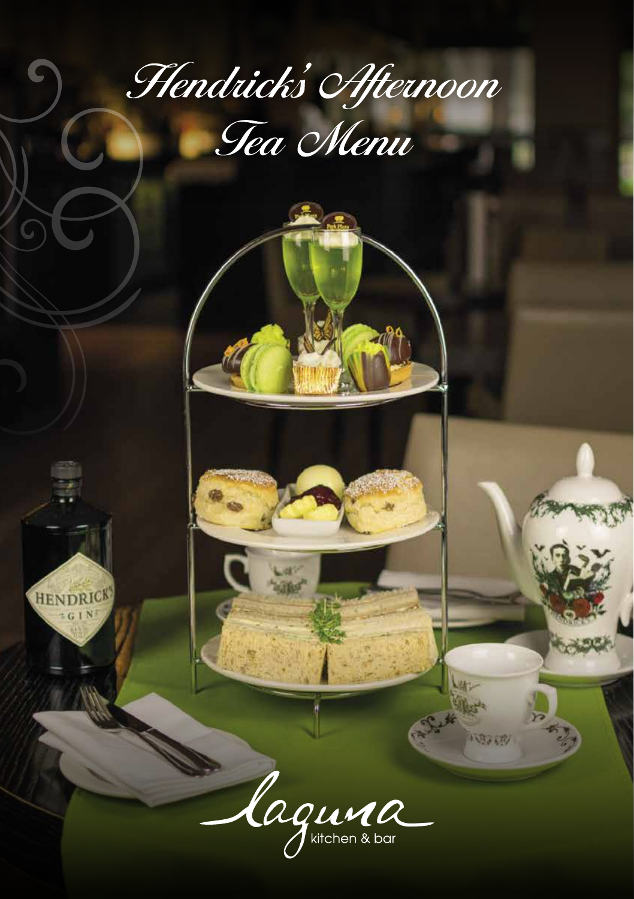# Hendricks' Afternoon Tea Menu

laguna kitchen & bar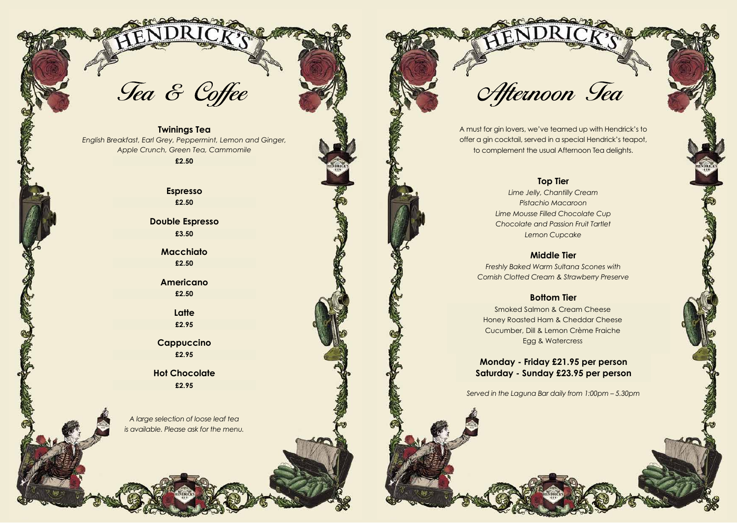# Tea & Coffee

**Twinings Tea**
*English Breakfast, Earl Grey, Peppermint, Lemon and Ginger, Apple Crunch, Green Tea, Cammomile*
**£2.50**

**Espresso**
**£2.50**

**Double Espresso**
**£3.50**

**Macchiato**
**£2.50**

**Americano**
**£2.50**

**Latte**
**£2.95**

**Cappuccino**
**£2.95**

**Hot Chocolate**
**£2.95**

*A large selection of loose leaf tea is available. Please ask for the menu.*

# Afternoon Tea

A must for gin lovers, we've teamed up with Hendrick's to offer a gin cocktail, served in a special Hendrick's teapot, to complement the usual Afternoon Tea delights.

**Top Tier**
*Lime Jelly, Chantilly Cream*
*Pistachio Macaroon*
*Lime Mousse Filled Chocolate Cup*
*Chocolate and Passion Fruit Tartlet*
*Lemon Cupcake*

**Middle Tier**
*Freshly Baked Warm Sultana Scones with Cornish Clotted Cream & Strawberry Preserve*

**Bottom Tier**
Smoked Salmon & Cream Cheese
Honey Roasted Ham & Cheddar Cheese
Cucumber, Dill & Lemon Crème Fraiche
Egg & Watercress

**Monday - Friday £21.95 per person**
**Saturday - Sunday £23.95 per person**

*Served in the Laguna Bar daily from 1:00pm – 5.30pm*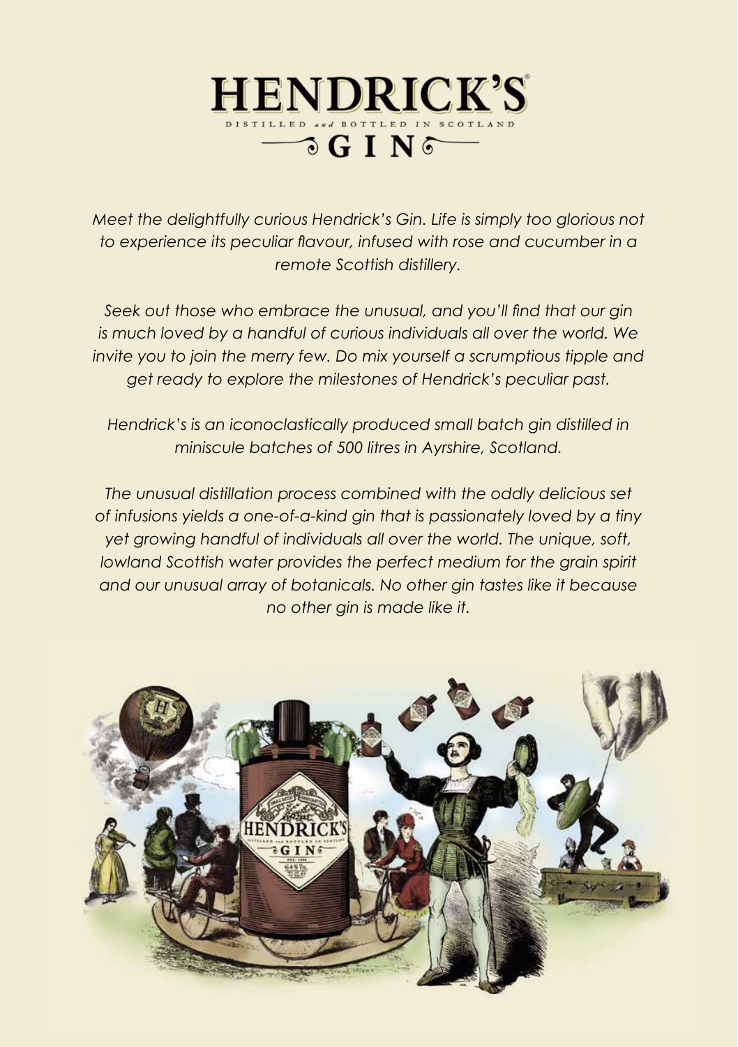# HENDRICK'S

DISTILLED *and* BOTTLED IN SCOTLAND

GIN

*Meet the delightfully curious Hendrick's Gin. Life is simply too glorious not to experience its peculiar flavour, infused with rose and cucumber in a remote Scottish distillery.*

*Seek out those who embrace the unusual, and you'll find that our gin is much loved by a handful of curious individuals all over the world. We invite you to join the merry few. Do mix yourself a scrumptious tipple and get ready to explore the milestones of Hendrick's peculiar past.*

*Hendrick's is an iconoclastically produced small batch gin distilled in miniscule batches of 500 litres in Ayrshire, Scotland.*

*The unusual distillation process combined with the oddly delicious set of infusions yields a one-of-a-kind gin that is passionately loved by a tiny yet growing handful of individuals all over the world. The unique, soft, lowland Scottish water provides the perfect medium for the grain spirit and our unusual array of botanicals. No other gin tastes like it because no other gin is made like it.*